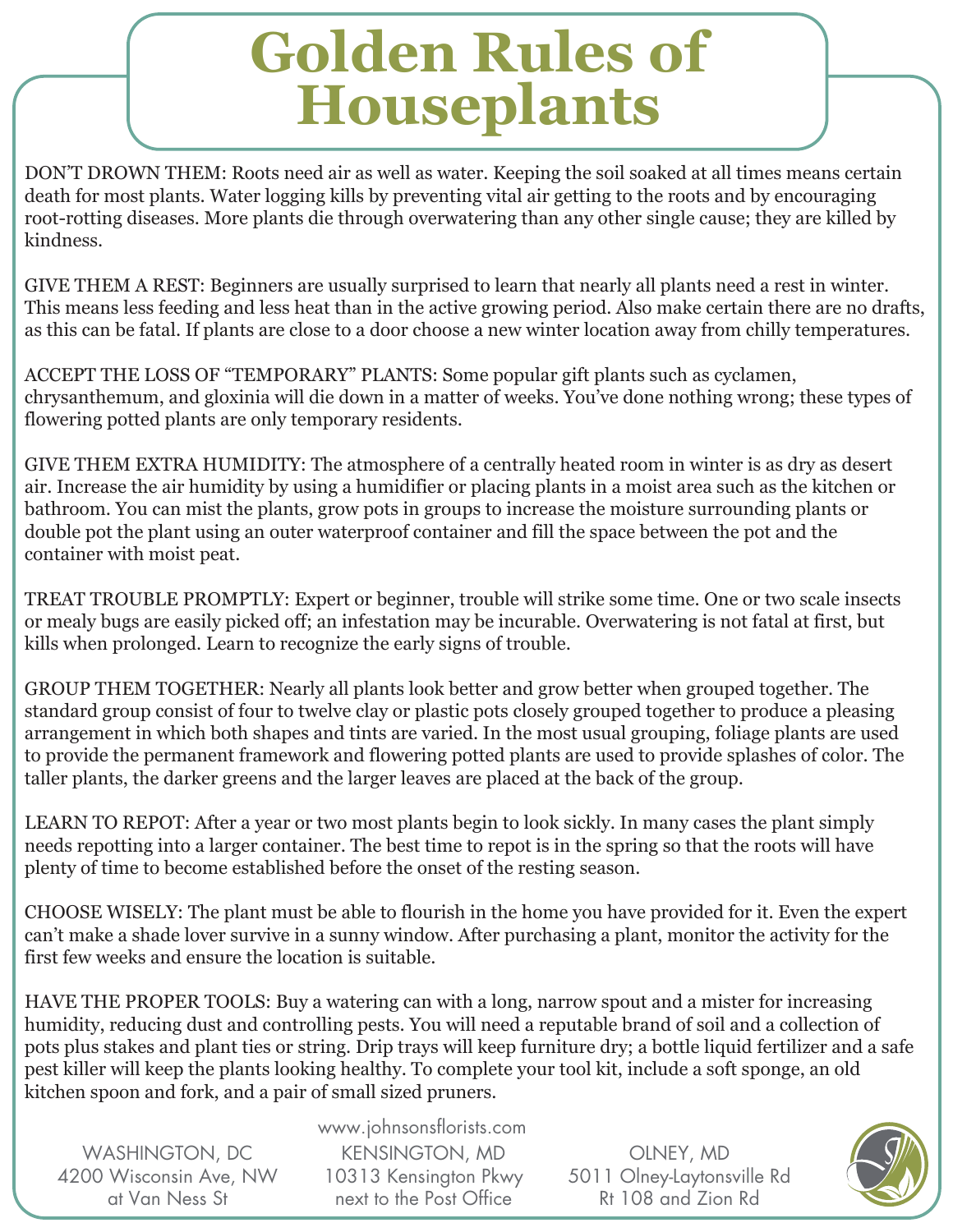# Golden Rules of Houseplants

DON'T DROWN THEM: Roots need air as well as water. Keeping the soil soaked at all times means certain death for most plants. Water logging kills by preventing vital air getting to the roots and by encouraging root-rotting diseases. More plants die through overwatering than any other single cause; they are killed by kindness.

GIVE THEM A REST: Beginners are usually surprised to learn that nearly all plants need a rest in winter. This means less feeding and less heat than in the active growing period. Also make certain there are no drafts, as this can be fatal. If plants are close to a door choose a new winter location away from chilly temperatures.

ACCEPT THE LOSS OF "TEMPORARY" PLANTS: Some popular gift plants such as cyclamen, chrysanthemum, and gloxinia will die down in a matter of weeks. You've done nothing wrong; these types of flowering potted plants are only temporary residents.

GIVE THEM EXTRA HUMIDITY: The atmosphere of a centrally heated room in winter is as dry as desert air. Increase the air humidity by using a humidifier or placing plants in a moist area such as the kitchen or bathroom. You can mist the plants, grow pots in groups to increase the moisture surrounding plants or double pot the plant using an outer waterproof container and fill the space between the pot and the container with moist peat.

TREAT TROUBLE PROMPTLY: Expert or beginner, trouble will strike some time. One or two scale insects or mealy bugs are easily picked off; an infestation may be incurable. Overwatering is not fatal at first, but kills when prolonged. Learn to recognize the early signs of trouble.

GROUP THEM TOGETHER: Nearly all plants look better and grow better when grouped together. The standard group consist of four to twelve clay or plastic pots closely grouped together to produce a pleasing arrangement in which both shapes and tints are varied. In the most usual grouping, foliage plants are used to provide the permanent framework and flowering potted plants are used to provide splashes of color. The taller plants, the darker greens and the larger leaves are placed at the back of the group.

LEARN TO REPOT: After a year or two most plants begin to look sickly. In many cases the plant simply needs repotting into a larger container. The best time to repot is in the spring so that the roots will have plenty of time to become established before the onset of the resting season.

CHOOSE WISELY: The plant must be able to flourish in the home you have provided for it. Even the expert can't make a shade lover survive in a sunny window. After purchasing a plant, monitor the activity for the first few weeks and ensure the location is suitable.

HAVE THE PROPER TOOLS: Buy a watering can with a long, narrow spout and a mister for increasing humidity, reducing dust and controlling pests. You will need a reputable brand of soil and a collection of pots plus stakes and plant ties or string. Drip trays will keep furniture dry; a bottle liquid fertilizer and a safe pest killer will keep the plants looking healthy. To complete your tool kit, include a soft sponge, an old kitchen spoon and fork, and a pair of small sized pruners.

www.johnsonsflorists.com

WASHINGTON, DC
4200 Wisconsin Ave, NW
at Van Ness St

KENSINGTON, MD
10313 Kensington Pkwy
next to the Post Office

OLNEY, MD
5011 Olney-Laytonsville Rd
Rt 108 and Zion Rd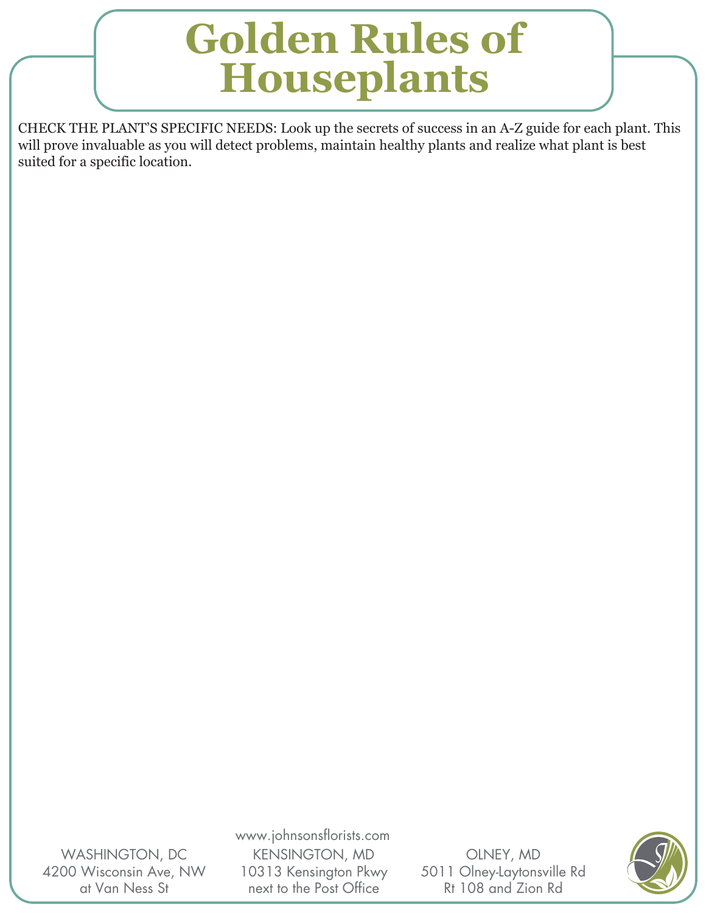# Golden Rules of Houseplants

CHECK THE PLANT'S SPECIFIC NEEDS: Look up the secrets of success in an A-Z guide for each plant. This will prove invaluable as you will detect problems, maintain healthy plants and realize what plant is best suited for a specific location.

www.johnsonsflorists.com

WASHINGTON, DC
4200 Wisconsin Ave, NW
at Van Ness St

KENSINGTON, MD
10313 Kensington Pkwy
next to the Post Office

OLNEY, MD
5011 Olney-Laytonsville Rd
Rt 108 and Zion Rd